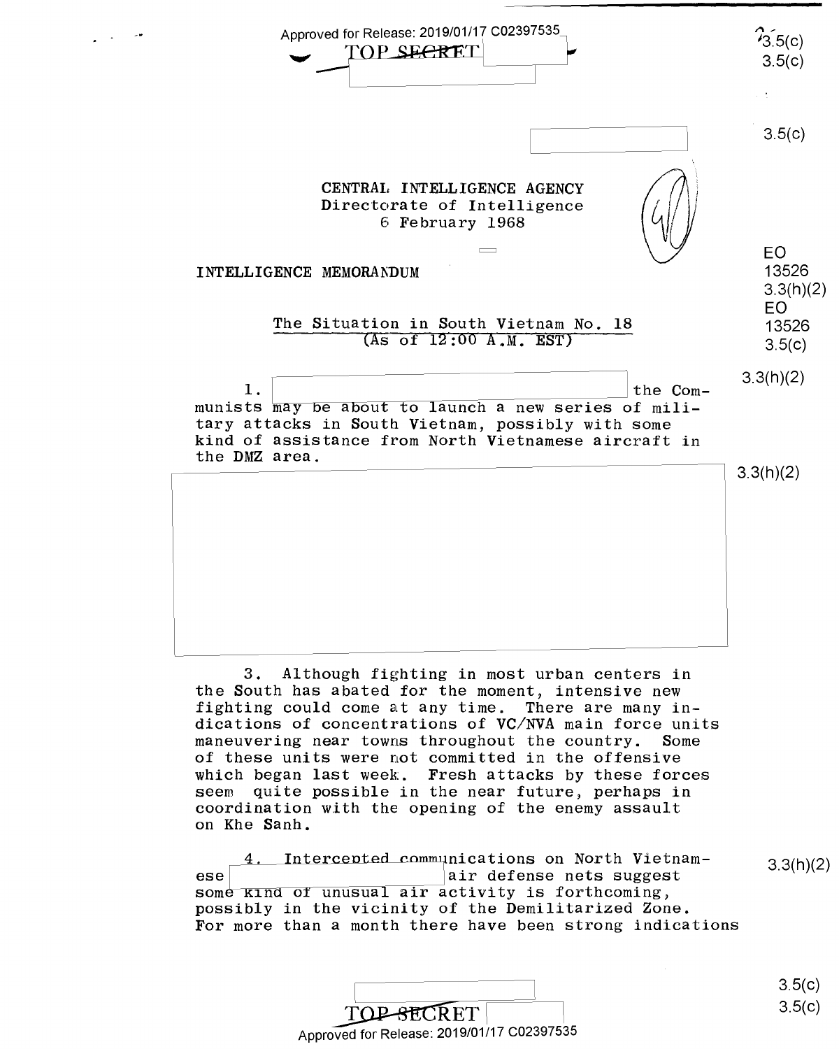CENTRAL INTELLIGENCE AGENCY
Directorate of Intelligence
6 February 1968

INTELLIGENCE MEMORANDUM

## The Situation in South Vietnam No. 18
(As of 12:00 A.M. EST)

1. the Communists may be about to launch a new series of military attacks in South Vietnam, possibly with some kind of assistance from North Vietnamese aircraft in the DMZ area.

3. Although fighting in most urban centers in the South has abated for the moment, intensive new fighting could come at any time. There are many indications of concentrations of VC/NVA main force units maneuvering near towns throughout the country. Some of these units were not committed in the offensive which began last week. Fresh attacks by these forces seem quite possible in the near future, perhaps in coordination with the opening of the enemy assault on Khe Sanh.

4. Intercepted communications on North Vietnamese air defense nets suggest some kind of unusual air activity is forthcoming, possibly in the vicinity of the Demilitarized Zone. For more than a month there have been strong indications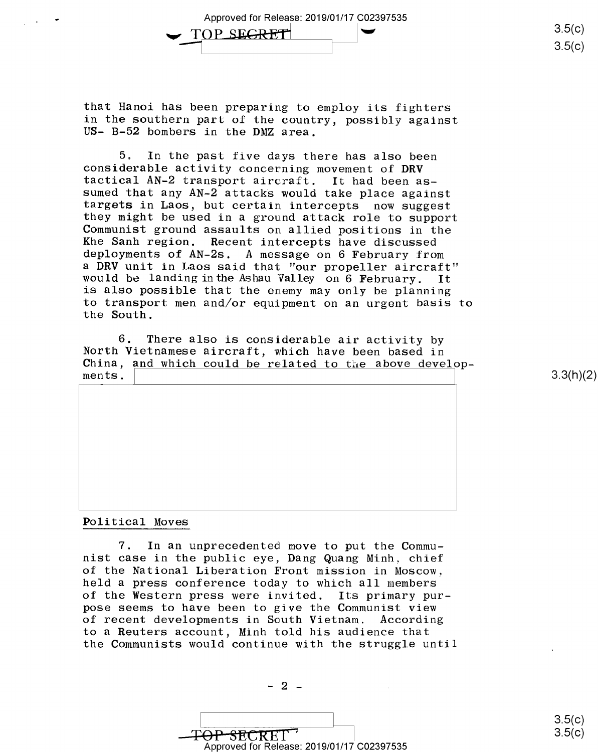that Hanoi has been preparing to employ its fighters in the southern part of the country, possibly against US- B-52 bombers in the DMZ area.

5. In the past five days there has also been considerable activity concerning movement of DRV tactical AN-2 transport aircraft. It had been assumed that any AN-2 attacks would take place against targets in Laos, but certain intercepts now suggest they might be used in a ground attack role to support Communist ground assaults on allied positions in the Khe Sanh region. Recent intercepts have discussed deployments of AN-2s. A message on 6 February from a DRV unit in Laos said that "our propeller aircraft" would be landing in the Ashau Valley on 6 February. It is also possible that the enemy may only be planning to transport men and/or equipment on an urgent basis to the South.

6. There also is considerable air activity by North Vietnamese aircraft, which have been based in China, and which could be related to the above developments.

## Political Moves

7. In an unprecedented move to put the Communist case in the public eye, Dang Quang Minh, chief of the National Liberation Front mission in Moscow, held a press conference today to which all members of the Western press were invited. Its primary purpose seems to have been to give the Communist view of recent developments in South Vietnam. According to a Reuters account, Minh told his audience that the Communists would continue with the struggle until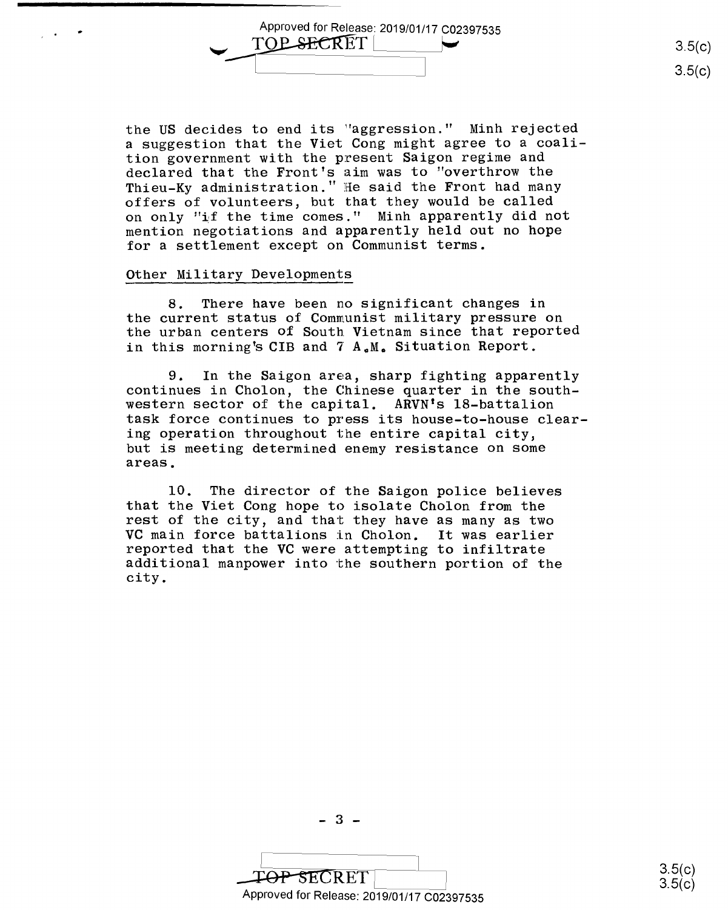the US decides to end its "aggression." Minh rejected a suggestion that the Viet Cong might agree to a coalition government with the present Saigon regime and declared that the Front's aim was to "overthrow the Thieu-Ky administration." He said the Front had many offers of volunteers, but that they would be called on only "if the time comes." Minh apparently did not mention negotiations and apparently held out no hope for a settlement except on Communist terms.

Other Military Developments

8. There have been no significant changes in the current status of Communist military pressure on the urban centers of South Vietnam since that reported in this morning's CIB and 7 A.M. Situation Report.

9. In the Saigon area, sharp fighting apparently continues in Cholon, the Chinese quarter in the southwestern sector of the capital. ARVN's 18-battalion task force continues to press its house-to-house clearing operation throughout the entire capital city, but is meeting determined enemy resistance on some areas.

10. The director of the Saigon police believes that the Viet Cong hope to isolate Cholon from the rest of the city, and that they have as many as two VC main force battalions in Cholon. It was earlier reported that the VC were attempting to infiltrate additional manpower into the southern portion of the city.